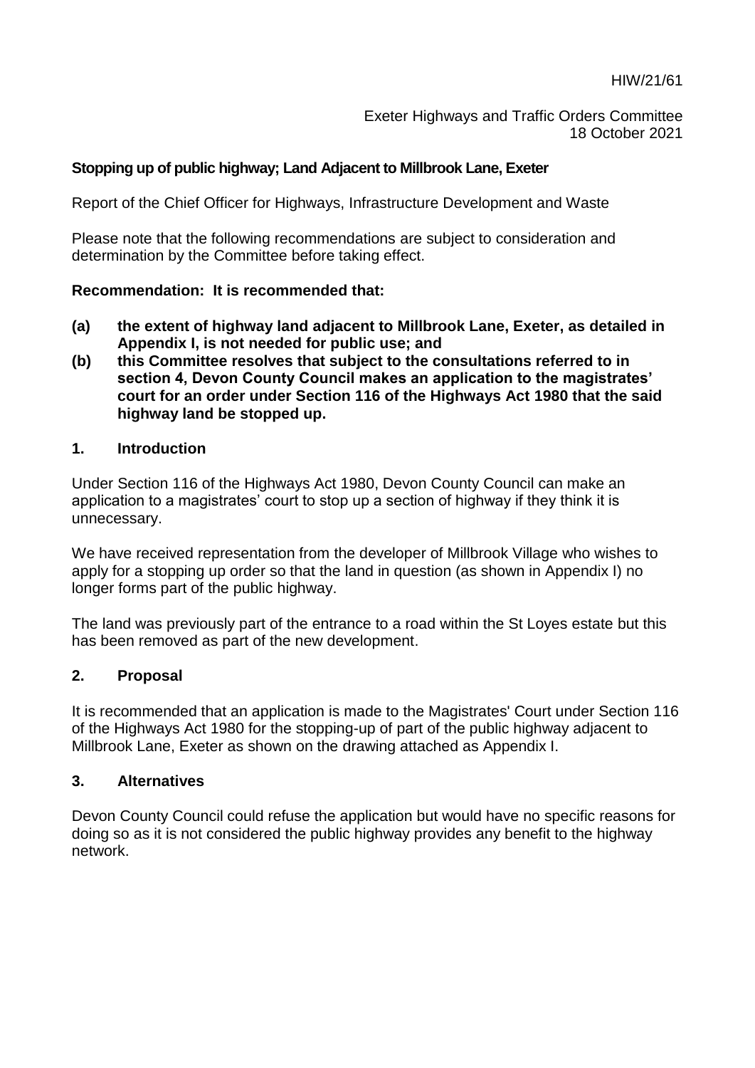HIW/21/61

Exeter Highways and Traffic Orders Committee
18 October 2021

**Stopping up of public highway; Land Adjacent to Millbrook Lane, Exeter**

Report of the Chief Officer for Highways, Infrastructure Development and Waste

Please note that the following recommendations are subject to consideration and determination by the Committee before taking effect.

**Recommendation: It is recommended that:**

**(a) the extent of highway land adjacent to Millbrook Lane, Exeter, as detailed in Appendix I, is not needed for public use; and**

**(b) this Committee resolves that subject to the consultations referred to in section 4, Devon County Council makes an application to the magistrates' court for an order under Section 116 of the Highways Act 1980 that the said highway land be stopped up.**

## 1. Introduction

Under Section 116 of the Highways Act 1980, Devon County Council can make an application to a magistrates' court to stop up a section of highway if they think it is unnecessary.

We have received representation from the developer of Millbrook Village who wishes to apply for a stopping up order so that the land in question (as shown in Appendix I) no longer forms part of the public highway.

The land was previously part of the entrance to a road within the St Loyes estate but this has been removed as part of the new development.

## 2. Proposal

It is recommended that an application is made to the Magistrates' Court under Section 116 of the Highways Act 1980 for the stopping-up of part of the public highway adjacent to Millbrook Lane, Exeter as shown on the drawing attached as Appendix I.

## 3. Alternatives

Devon County Council could refuse the application but would have no specific reasons for doing so as it is not considered the public highway provides any benefit to the highway network.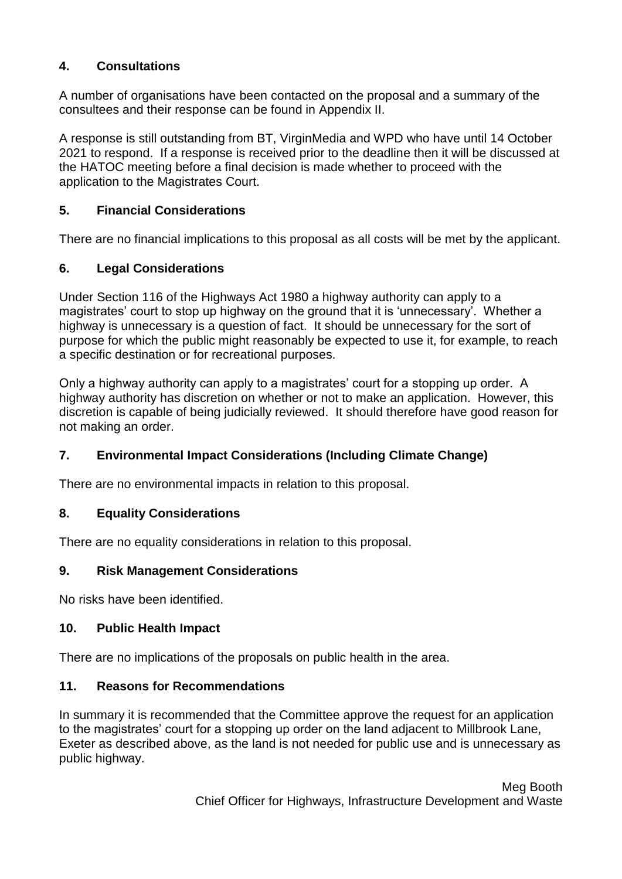## 4. Consultations

A number of organisations have been contacted on the proposal and a summary of the consultees and their response can be found in Appendix II.

A response is still outstanding from BT, VirginMedia and WPD who have until 14 October 2021 to respond. If a response is received prior to the deadline then it will be discussed at the HATOC meeting before a final decision is made whether to proceed with the application to the Magistrates Court.

## 5. Financial Considerations

There are no financial implications to this proposal as all costs will be met by the applicant.

## 6. Legal Considerations

Under Section 116 of the Highways Act 1980 a highway authority can apply to a magistrates' court to stop up highway on the ground that it is 'unnecessary'. Whether a highway is unnecessary is a question of fact. It should be unnecessary for the sort of purpose for which the public might reasonably be expected to use it, for example, to reach a specific destination or for recreational purposes.

Only a highway authority can apply to a magistrates' court for a stopping up order. A highway authority has discretion on whether or not to make an application. However, this discretion is capable of being judicially reviewed. It should therefore have good reason for not making an order.

## 7. Environmental Impact Considerations (Including Climate Change)

There are no environmental impacts in relation to this proposal.

## 8. Equality Considerations

There are no equality considerations in relation to this proposal.

## 9. Risk Management Considerations

No risks have been identified.

## 10. Public Health Impact

There are no implications of the proposals on public health in the area.

## 11. Reasons for Recommendations

In summary it is recommended that the Committee approve the request for an application to the magistrates' court for a stopping up order on the land adjacent to Millbrook Lane, Exeter as described above, as the land is not needed for public use and is unnecessary as public highway.

Meg Booth
Chief Officer for Highways, Infrastructure Development and Waste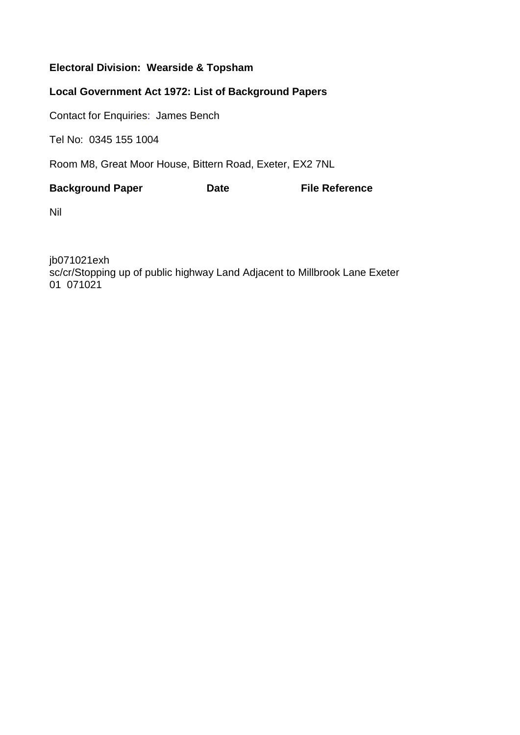**Electoral Division: Wearside & Topsham**

**Local Government Act 1972: List of Background Papers**

Contact for Enquiries: James Bench

Tel No: 0345 155 1004

Room M8, Great Moor House, Bittern Road, Exeter, EX2 7NL

| Background Paper | Date | File Reference |
|---|---|---|
| Nil | | |

jb071021exh
sc/cr/Stopping up of public highway Land Adjacent to Millbrook Lane Exeter
01 071021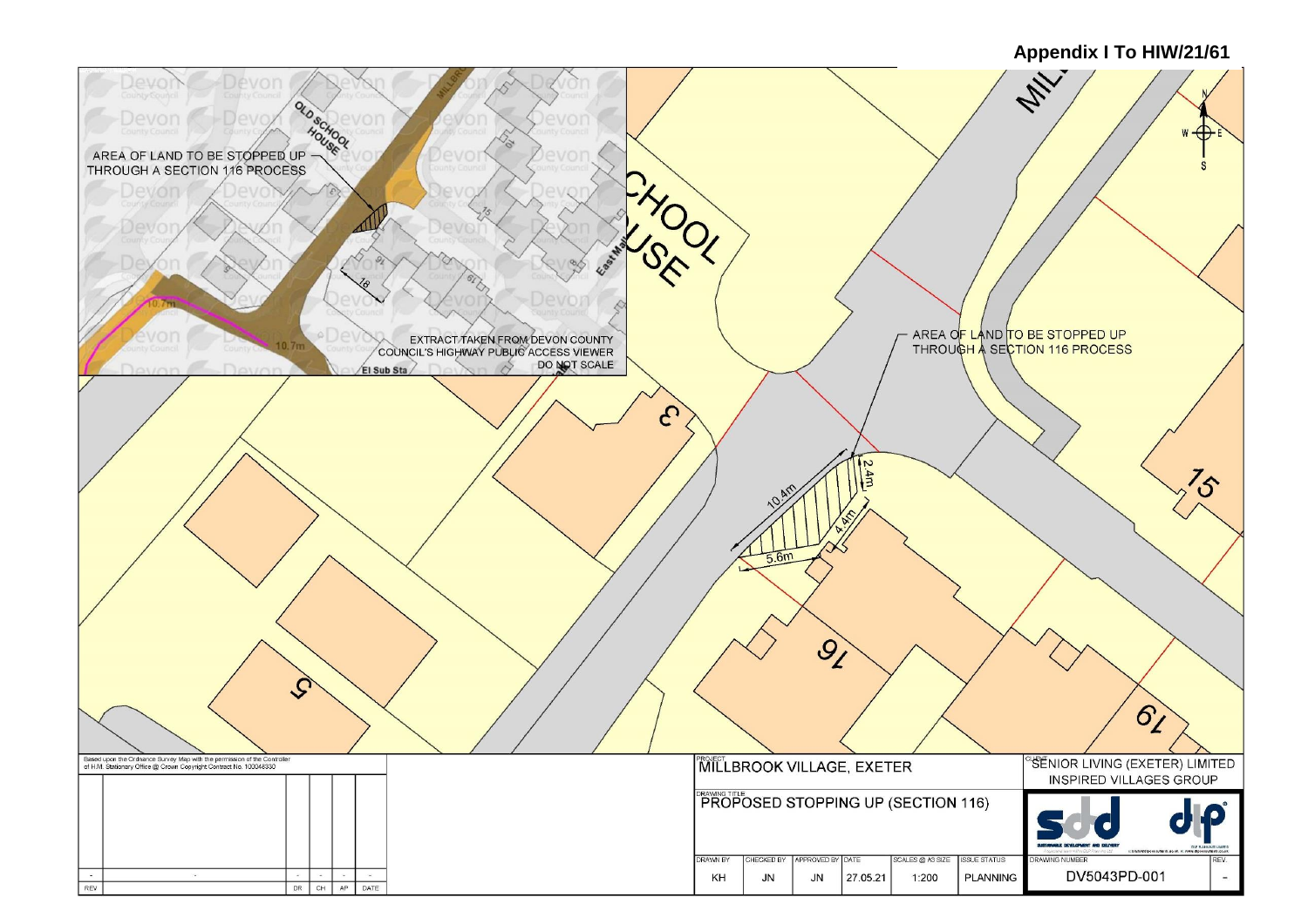**Appendix I To HIW/21/61**

AREA OF LAND TO BE STOPPED UP THROUGH A SECTION 116 PROCESS

EXTRACT TAKEN FROM DEVON COUNTY COUNCIL'S HIGHWAY PUBLIC ACCESS VIEWER DO NOT SCALE

AREA OF LAND TO BE STOPPED UP THROUGH A SECTION 116 PROCESS

10.4m

2.4m

4.4m

5.6m

Based upon the Ordnance Survey Map with the permission of the Controller of H.M. Stationary Office © Crown Copyright Contract No. 100048330

| REV | | DR | CH | AP | DATE |
|---|---|---|---|---|---|
| - | - | - | - | - | - |

PROJECT: MILLBROOK VILLAGE, EXETER

CLIENT: SENIOR LIVING (EXETER) LIMITED INSPIRED VILLAGES GROUP

DRAWING TITLE: PROPOSED STOPPING UP (SECTION 116)

| DRAWN BY | CHECKED BY | APPROVED BY | DATE | SCALES @ A3 SIZE | ISSUE STATUS | DRAWING NUMBER | REV. |
|---|---|---|---|---|---|---|---|
| KH | JN | JN | 27.05.21 | 1:200 | PLANNING | DV5043PD-001 | - |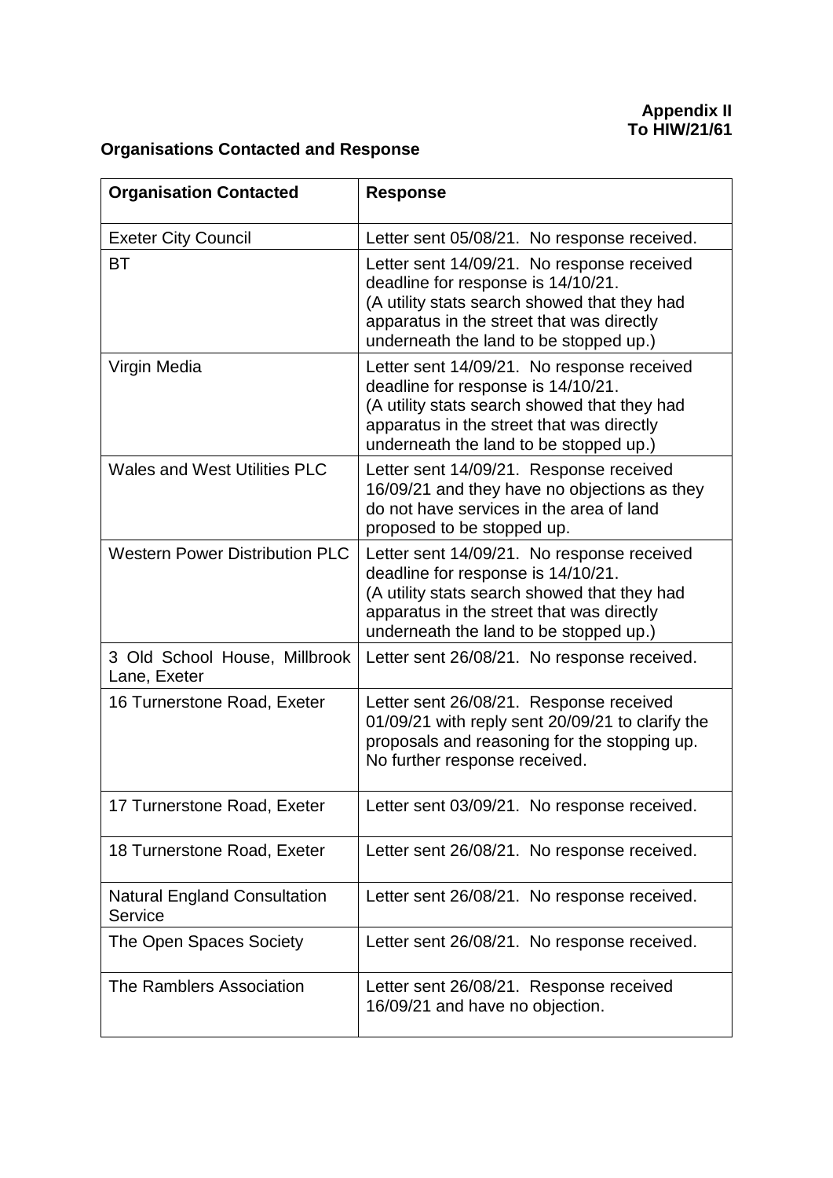**Appendix II**
**To HIW/21/61**

## Organisations Contacted and Response

| Organisation Contacted | Response |
|---|---|
| Exeter City Council | Letter sent 05/08/21. No response received. |
| BT | Letter sent 14/09/21. No response received deadline for response is 14/10/21. (A utility stats search showed that they had apparatus in the street that was directly underneath the land to be stopped up.) |
| Virgin Media | Letter sent 14/09/21. No response received deadline for response is 14/10/21. (A utility stats search showed that they had apparatus in the street that was directly underneath the land to be stopped up.) |
| Wales and West Utilities PLC | Letter sent 14/09/21. Response received 16/09/21 and they have no objections as they do not have services in the area of land proposed to be stopped up. |
| Western Power Distribution PLC | Letter sent 14/09/21. No response received deadline for response is 14/10/21. (A utility stats search showed that they had apparatus in the street that was directly underneath the land to be stopped up.) |
| 3 Old School House, Millbrook Lane, Exeter | Letter sent 26/08/21. No response received. |
| 16 Turnerstone Road, Exeter | Letter sent 26/08/21. Response received 01/09/21 with reply sent 20/09/21 to clarify the proposals and reasoning for the stopping up. No further response received. |
| 17 Turnerstone Road, Exeter | Letter sent 03/09/21. No response received. |
| 18 Turnerstone Road, Exeter | Letter sent 26/08/21. No response received. |
| Natural England Consultation Service | Letter sent 26/08/21. No response received. |
| The Open Spaces Society | Letter sent 26/08/21. No response received. |
| The Ramblers Association | Letter sent 26/08/21. Response received 16/09/21 and have no objection. |